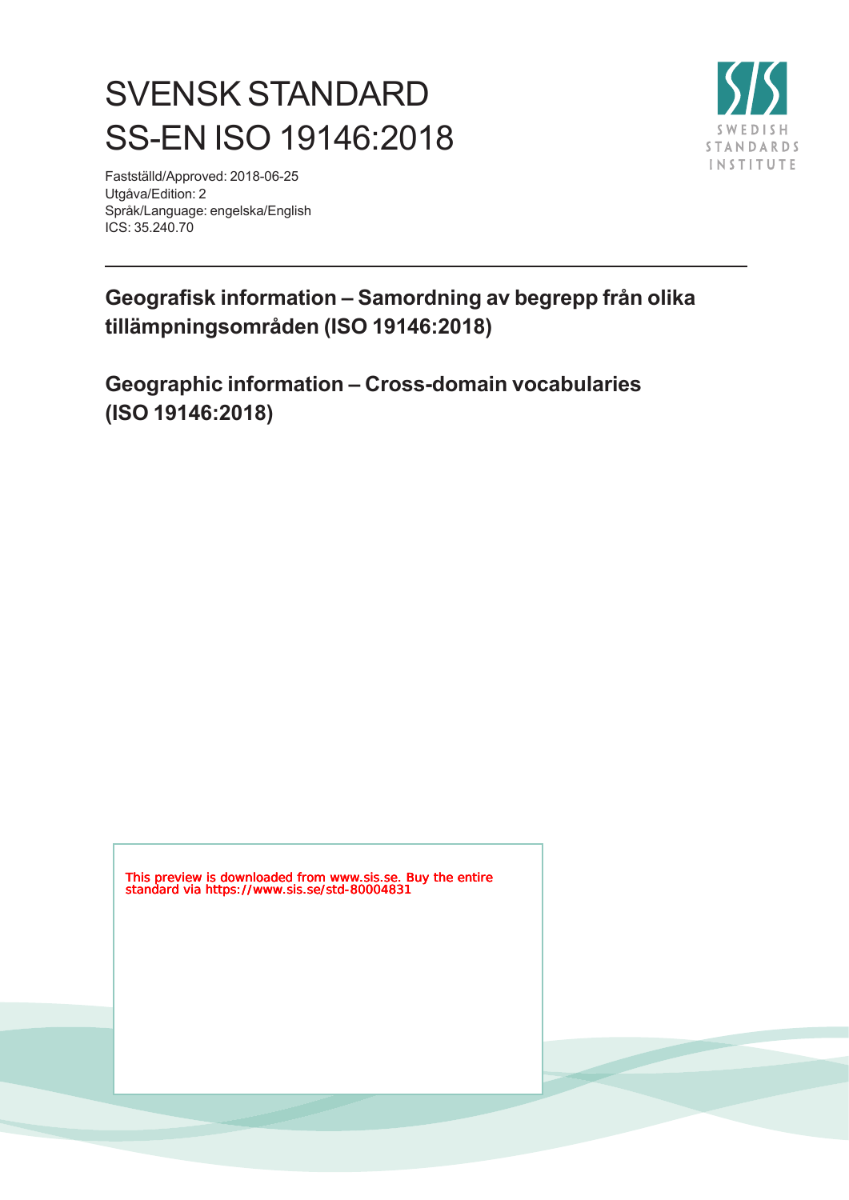# SVENSK STANDARD
# SS-EN ISO 19146:2018

Fastställd/Approved: 2018-06-25
Utgåva/Edition: 2
Språk/Language: engelska/English
ICS: 35.240.70

---

## Geografisk information – Samordning av begrepp från olika tillämpningsområden (ISO 19146:2018)

## Geographic information – Cross-domain vocabularies (ISO 19146:2018)

This preview is downloaded from www.sis.se. Buy the entire standard via https://www.sis.se/std-80004831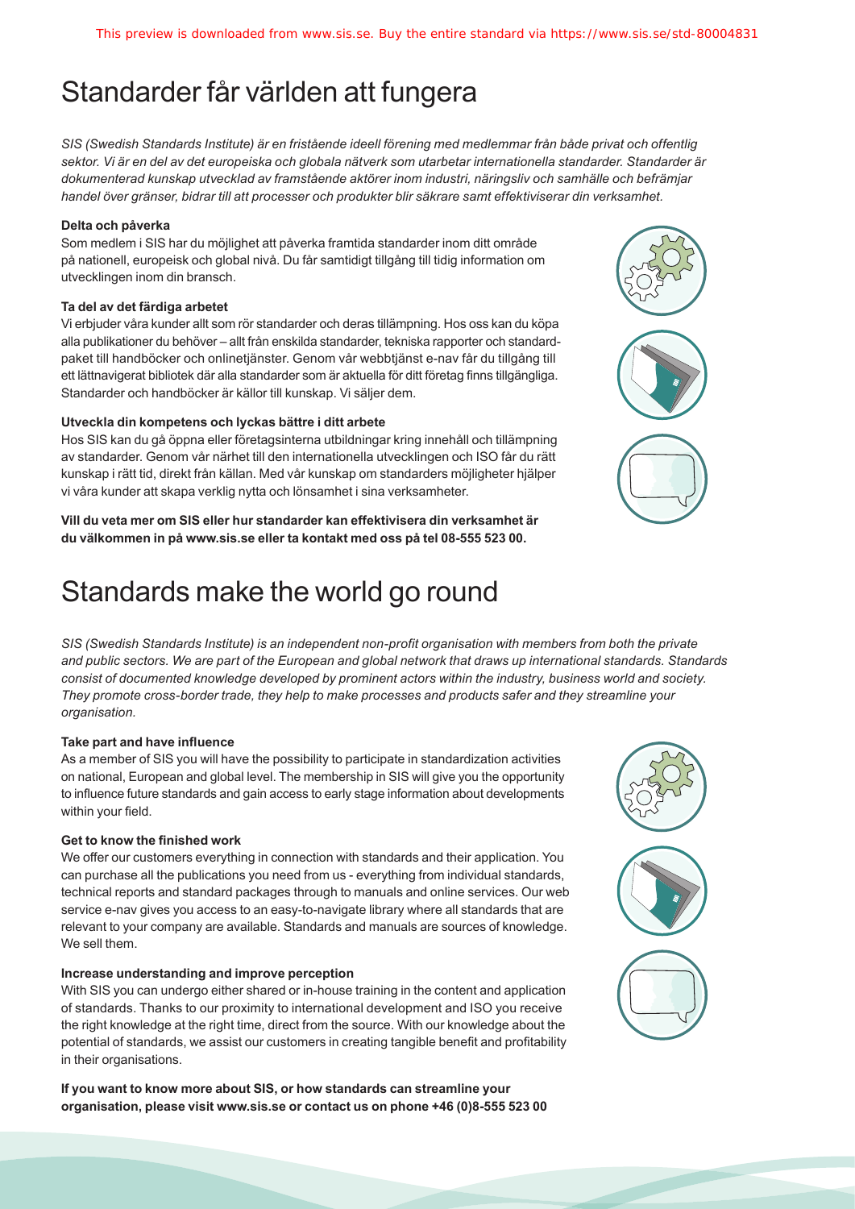# Standarder får världen att fungera

*SIS (Swedish Standards Institute) är en fristående ideell förening med medlemmar från både privat och offentlig sektor. Vi är en del av det europeiska och globala nätverk som utarbetar internationella standarder. Standarder är dokumenterad kunskap utvecklad av framstående aktörer inom industri, näringsliv och samhälle och befrämjar handel över gränser, bidrar till att processer och produkter blir säkrare samt effektiviserar din verksamhet.*

**Delta och påverka**

Som medlem i SIS har du möjlighet att påverka framtida standarder inom ditt område på nationell, europeisk och global nivå. Du får samtidigt tillgång till tidig information om utvecklingen inom din bransch.

**Ta del av det färdiga arbetet**

Vi erbjuder våra kunder allt som rör standarder och deras tillämpning. Hos oss kan du köpa alla publikationer du behöver – allt från enskilda standarder, tekniska rapporter och standardpaket till handböcker och onlinetjänster. Genom vår webbtjänst e-nav får du tillgång till ett lättnavigerat bibliotek där alla standarder som är aktuella för ditt företag finns tillgängliga. Standarder och handböcker är källor till kunskap. Vi säljer dem.

**Utveckla din kompetens och lyckas bättre i ditt arbete**

Hos SIS kan du gå öppna eller företagsinterna utbildningar kring innehåll och tillämpning av standarder. Genom vår närhet till den internationella utvecklingen och ISO får du rätt kunskap i rätt tid, direkt från källan. Med vår kunskap om standarders möjligheter hjälper vi våra kunder att skapa verklig nytta och lönsamhet i sina verksamheter.

**Vill du veta mer om SIS eller hur standarder kan effektivisera din verksamhet är du välkommen in på www.sis.se eller ta kontakt med oss på tel 08-555 523 00.**

# Standards make the world go round

*SIS (Swedish Standards Institute) is an independent non-profit organisation with members from both the private and public sectors. We are part of the European and global network that draws up international standards. Standards consist of documented knowledge developed by prominent actors within the industry, business world and society. They promote cross-border trade, they help to make processes and products safer and they streamline your organisation.*

**Take part and have influence**

As a member of SIS you will have the possibility to participate in standardization activities on national, European and global level. The membership in SIS will give you the opportunity to influence future standards and gain access to early stage information about developments within your field.

**Get to know the finished work**

We offer our customers everything in connection with standards and their application. You can purchase all the publications you need from us - everything from individual standards, technical reports and standard packages through to manuals and online services. Our web service e-nav gives you access to an easy-to-navigate library where all standards that are relevant to your company are available. Standards and manuals are sources of knowledge. We sell them.

**Increase understanding and improve perception**

With SIS you can undergo either shared or in-house training in the content and application of standards. Thanks to our proximity to international development and ISO you receive the right knowledge at the right time, direct from the source. With our knowledge about the potential of standards, we assist our customers in creating tangible benefit and profitability in their organisations.

**If you want to know more about SIS, or how standards can streamline your organisation, please visit www.sis.se or contact us on phone +46 (0)8-555 523 00**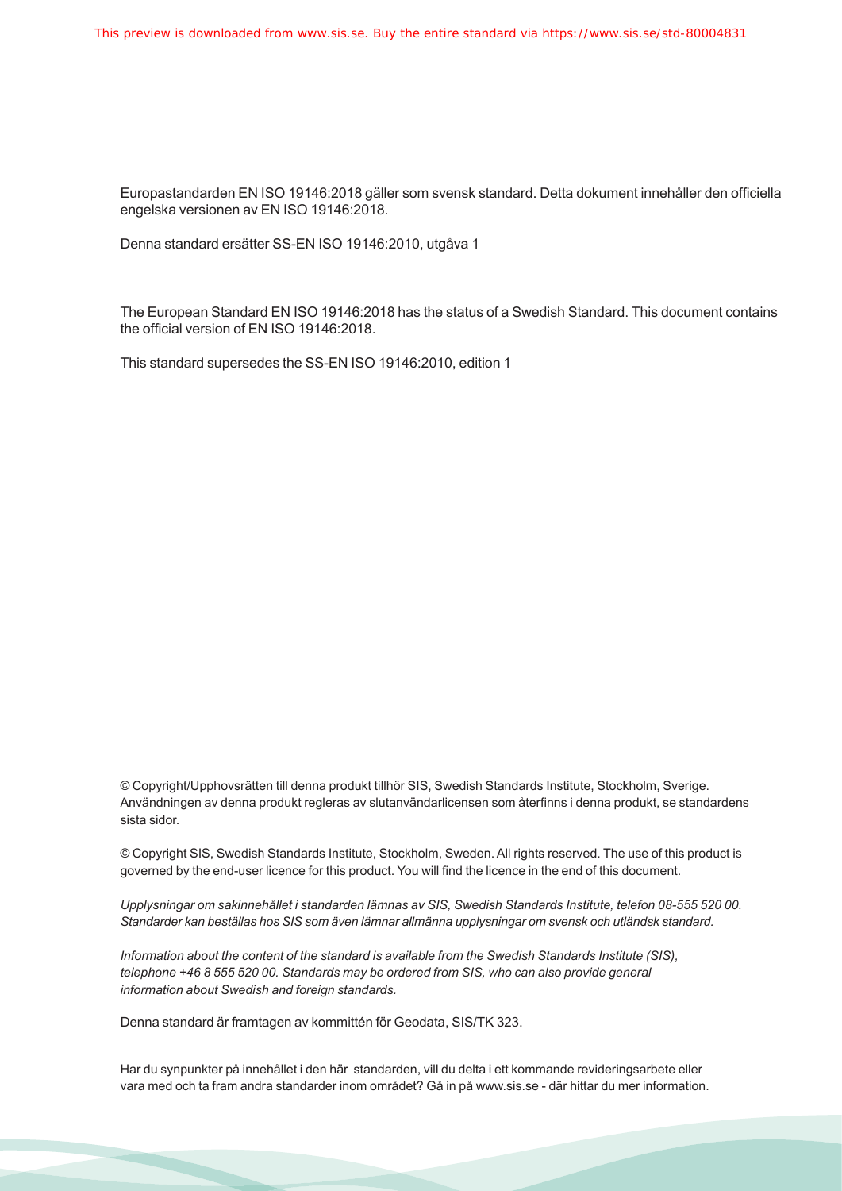Europastandarden EN ISO 19146:2018 gäller som svensk standard. Detta dokument innehåller den officiella engelska versionen av EN ISO 19146:2018.

Denna standard ersätter SS-EN ISO 19146:2010, utgåva 1

The European Standard EN ISO 19146:2018 has the status of a Swedish Standard. This document contains the official version of EN ISO 19146:2018.

This standard supersedes the SS-EN ISO 19146:2010, edition 1

© Copyright/Upphovsrätten till denna produkt tillhör SIS, Swedish Standards Institute, Stockholm, Sverige. Användningen av denna produkt regleras av slutanvändarlicensen som återfinns i denna produkt, se standardens sista sidor.

© Copyright SIS, Swedish Standards Institute, Stockholm, Sweden. All rights reserved. The use of this product is governed by the end-user licence for this product. You will find the licence in the end of this document.

*Upplysningar om sakinnehållet i standarden lämnas av SIS, Swedish Standards Institute, telefon 08-555 520 00. Standarder kan beställas hos SIS som även lämnar allmänna upplysningar om svensk och utländsk standard.*

*Information about the content of the standard is available from the Swedish Standards Institute (SIS), telephone +46 8 555 520 00. Standards may be ordered from SIS, who can also provide general information about Swedish and foreign standards.*

Denna standard är framtagen av kommittén för Geodata, SIS/TK 323.

Har du synpunkter på innehållet i den här standarden, vill du delta i ett kommande revideringsarbete eller vara med och ta fram andra standarder inom området? Gå in på www.sis.se - där hittar du mer information.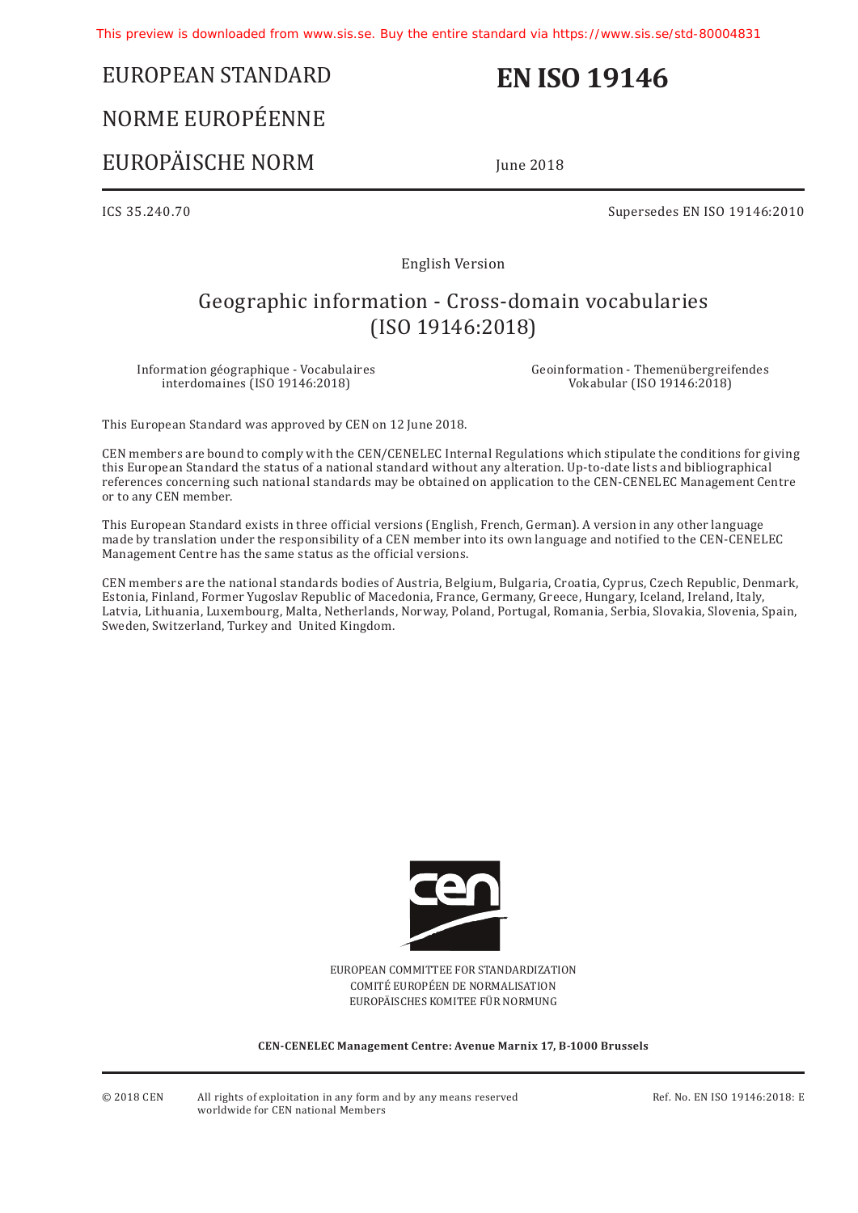This preview is downloaded from www.sis.se. Buy the entire standard via https://www.sis.se/std-80004831

# EUROPEAN STANDARD

# NORME EUROPÉENNE

# EUROPÄISCHE NORM

# EN ISO 19146

June 2018

ICS 35.240.70

Supersedes EN ISO 19146:2010

English Version

## Geographic information - Cross-domain vocabularies (ISO 19146:2018)

Information géographique - Vocabulaires interdomaines (ISO 19146:2018)

Geoinformation - Themenübergreifendes Vokabular (ISO 19146:2018)

This European Standard was approved by CEN on 12 June 2018.

CEN members are bound to comply with the CEN/CENELEC Internal Regulations which stipulate the conditions for giving this European Standard the status of a national standard without any alteration. Up-to-date lists and bibliographical references concerning such national standards may be obtained on application to the CEN-CENELEC Management Centre or to any CEN member.

This European Standard exists in three official versions (English, French, German). A version in any other language made by translation under the responsibility of a CEN member into its own language and notified to the CEN-CENELEC Management Centre has the same status as the official versions.

CEN members are the national standards bodies of Austria, Belgium, Bulgaria, Croatia, Cyprus, Czech Republic, Denmark, Estonia, Finland, Former Yugoslav Republic of Macedonia, France, Germany, Greece, Hungary, Iceland, Ireland, Italy, Latvia, Lithuania, Luxembourg, Malta, Netherlands, Norway, Poland, Portugal, Romania, Serbia, Slovakia, Slovenia, Spain, Sweden, Switzerland, Turkey and United Kingdom.

EUROPEAN COMMITTEE FOR STANDARDIZATION
COMITÉ EUROPÉEN DE NORMALISATION
EUROPÄISCHES KOMITEE FÜR NORMUNG

**CEN-CENELEC Management Centre: Avenue Marnix 17, B-1000 Brussels**

© 2018 CEN All rights of exploitation in any form and by any means reserved worldwide for CEN national Members

Ref. No. EN ISO 19146:2018: E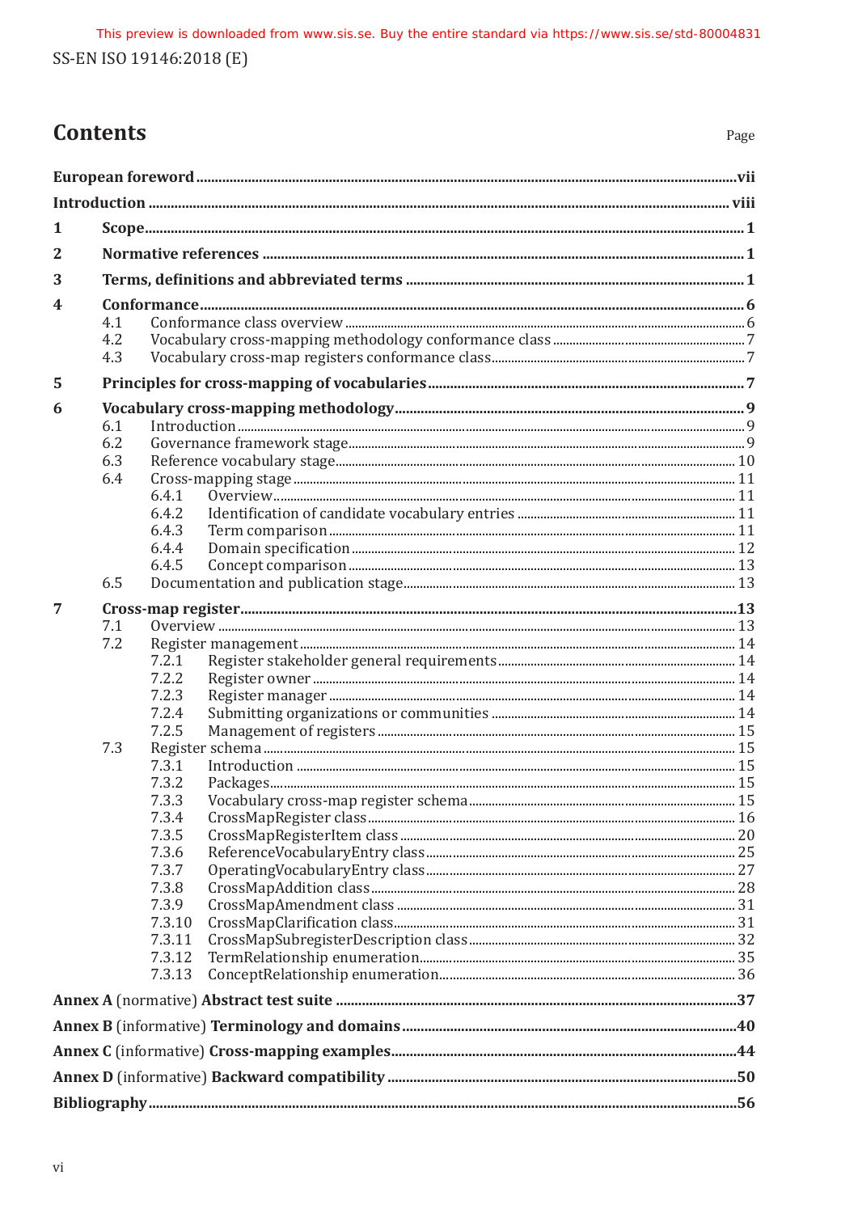# Contents

Page

**European foreword** ... vii

**Introduction** ... viii

**1 Scope** ... 1

**2 Normative references** ... 1

**3 Terms, definitions and abbreviated terms** ... 1

**4 Conformance** ... 6

- 4.1 Conformance class overview ... 6
- 4.2 Vocabulary cross-mapping methodology conformance class ... 7
- 4.3 Vocabulary cross-map registers conformance class ... 7

**5 Principles for cross-mapping of vocabularies** ... 7

**6 Vocabulary cross-mapping methodology** ... 9

- 6.1 Introduction ... 9
- 6.2 Governance framework stage ... 9
- 6.3 Reference vocabulary stage ... 10
- 6.4 Cross-mapping stage ... 11
  - 6.4.1 Overview ... 11
  - 6.4.2 Identification of candidate vocabulary entries ... 11
  - 6.4.3 Term comparison ... 11
  - 6.4.4 Domain specification ... 12
  - 6.4.5 Concept comparison ... 13
- 6.5 Documentation and publication stage ... 13

**7 Cross-map register** ... 13

- 7.1 Overview ... 13
- 7.2 Register management ... 14
  - 7.2.1 Register stakeholder general requirements ... 14
  - 7.2.2 Register owner ... 14
  - 7.2.3 Register manager ... 14
  - 7.2.4 Submitting organizations or communities ... 14
  - 7.2.5 Management of registers ... 15
- 7.3 Register schema ... 15
  - 7.3.1 Introduction ... 15
  - 7.3.2 Packages ... 15
  - 7.3.3 Vocabulary cross-map register schema ... 15
  - 7.3.4 CrossMapRegister class ... 16
  - 7.3.5 CrossMapRegisterItem class ... 20
  - 7.3.6 ReferenceVocabularyEntry class ... 25
  - 7.3.7 OperatingVocabularyEntry class ... 27
  - 7.3.8 CrossMapAddition class ... 28
  - 7.3.9 CrossMapAmendment class ... 31
  - 7.3.10 CrossMapClarification class ... 31
  - 7.3.11 CrossMapSubregisterDescription class ... 32
  - 7.3.12 TermRelationship enumeration ... 35
  - 7.3.13 ConceptRelationship enumeration ... 36

**Annex A** (normative) **Abstract test suite** ... 37

**Annex B** (informative) **Terminology and domains** ... 40

**Annex C** (informative) **Cross-mapping examples** ... 44

**Annex D** (informative) **Backward compatibility** ... 50

**Bibliography** ... 56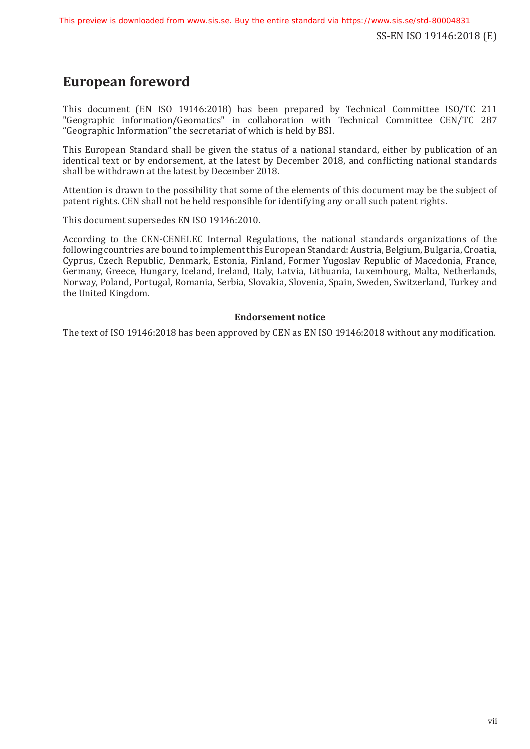# European foreword

This document (EN ISO 19146:2018) has been prepared by Technical Committee ISO/TC 211 "Geographic information/Geomatics" in collaboration with Technical Committee CEN/TC 287 “Geographic Information” the secretariat of which is held by BSI.

This European Standard shall be given the status of a national standard, either by publication of an identical text or by endorsement, at the latest by December 2018, and conflicting national standards shall be withdrawn at the latest by December 2018.

Attention is drawn to the possibility that some of the elements of this document may be the subject of patent rights. CEN shall not be held responsible for identifying any or all such patent rights.

This document supersedes EN ISO 19146:2010.

According to the CEN-CENELEC Internal Regulations, the national standards organizations of the following countries are bound to implement this European Standard: Austria, Belgium, Bulgaria, Croatia, Cyprus, Czech Republic, Denmark, Estonia, Finland, Former Yugoslav Republic of Macedonia, France, Germany, Greece, Hungary, Iceland, Ireland, Italy, Latvia, Lithuania, Luxembourg, Malta, Netherlands, Norway, Poland, Portugal, Romania, Serbia, Slovakia, Slovenia, Spain, Sweden, Switzerland, Turkey and the United Kingdom.

**Endorsement notice**

The text of ISO 19146:2018 has been approved by CEN as EN ISO 19146:2018 without any modification.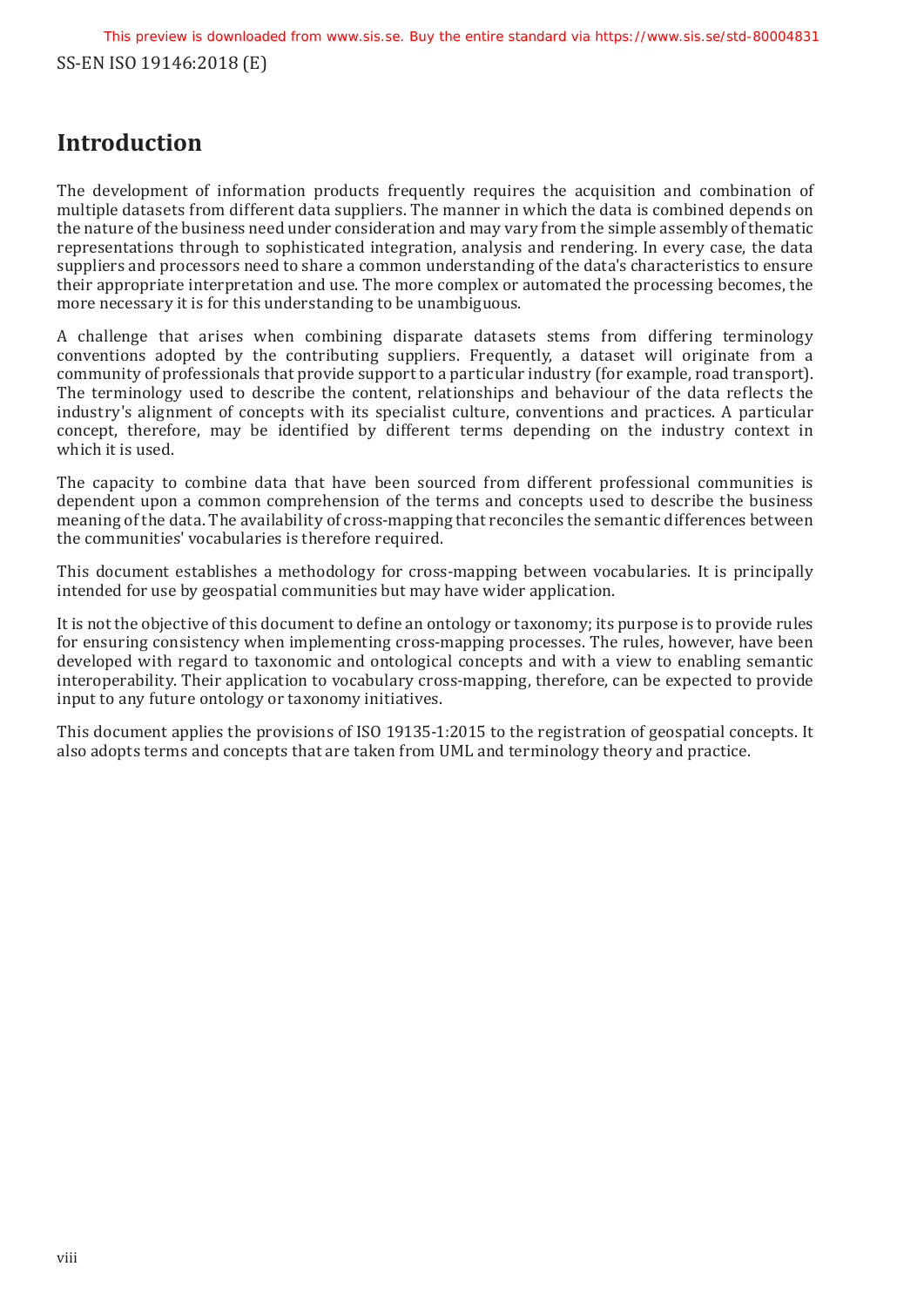# Introduction

The development of information products frequently requires the acquisition and combination of multiple datasets from different data suppliers. The manner in which the data is combined depends on the nature of the business need under consideration and may vary from the simple assembly of thematic representations through to sophisticated integration, analysis and rendering. In every case, the data suppliers and processors need to share a common understanding of the data's characteristics to ensure their appropriate interpretation and use. The more complex or automated the processing becomes, the more necessary it is for this understanding to be unambiguous.

A challenge that arises when combining disparate datasets stems from differing terminology conventions adopted by the contributing suppliers. Frequently, a dataset will originate from a community of professionals that provide support to a particular industry (for example, road transport). The terminology used to describe the content, relationships and behaviour of the data reflects the industry's alignment of concepts with its specialist culture, conventions and practices. A particular concept, therefore, may be identified by different terms depending on the industry context in which it is used.

The capacity to combine data that have been sourced from different professional communities is dependent upon a common comprehension of the terms and concepts used to describe the business meaning of the data. The availability of cross-mapping that reconciles the semantic differences between the communities' vocabularies is therefore required.

This document establishes a methodology for cross-mapping between vocabularies. It is principally intended for use by geospatial communities but may have wider application.

It is not the objective of this document to define an ontology or taxonomy; its purpose is to provide rules for ensuring consistency when implementing cross-mapping processes. The rules, however, have been developed with regard to taxonomic and ontological concepts and with a view to enabling semantic interoperability. Their application to vocabulary cross-mapping, therefore, can be expected to provide input to any future ontology or taxonomy initiatives.

This document applies the provisions of ISO 19135-1:2015 to the registration of geospatial concepts. It also adopts terms and concepts that are taken from UML and terminology theory and practice.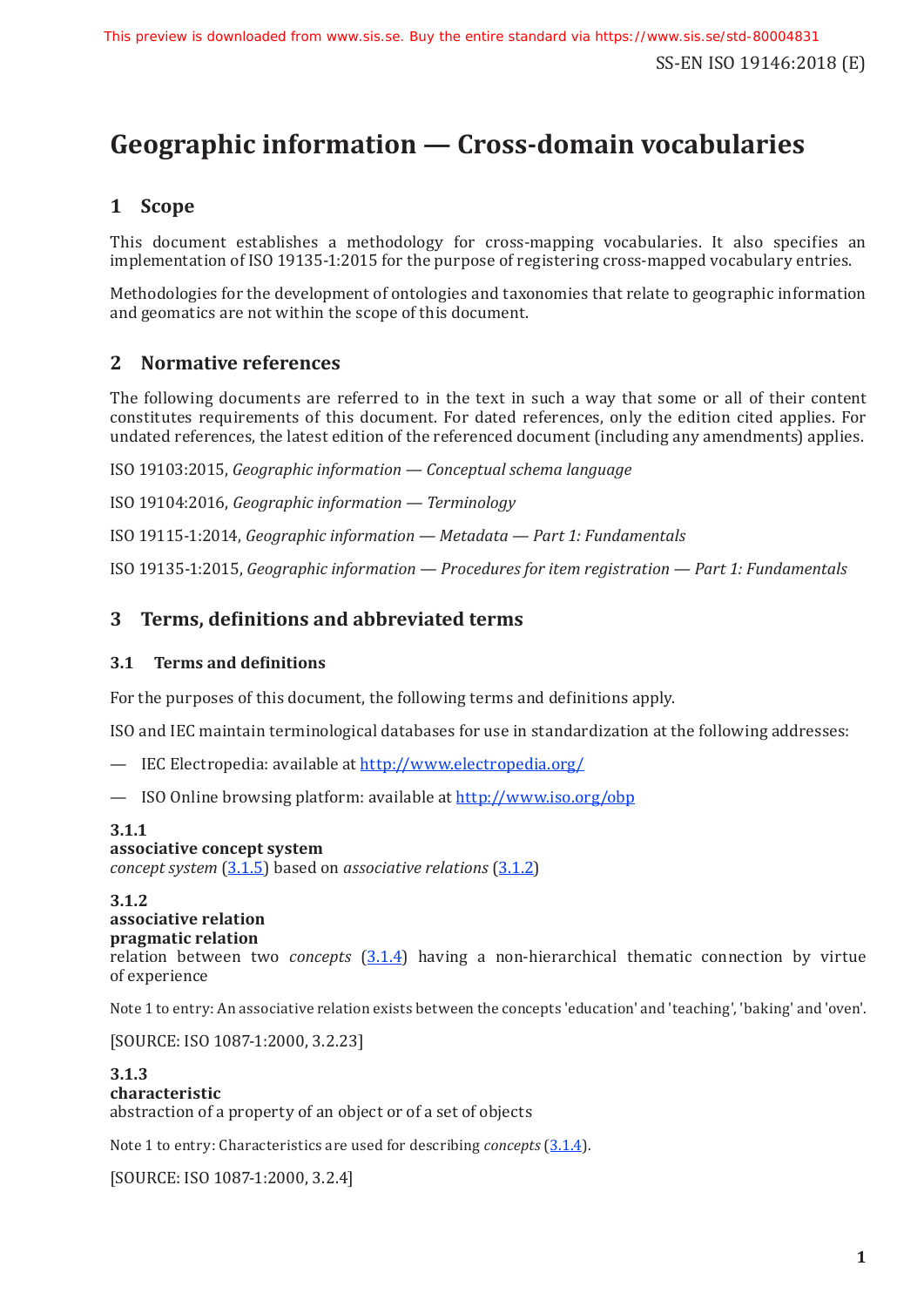# Geographic information — Cross-domain vocabularies

## 1 Scope

This document establishes a methodology for cross-mapping vocabularies. It also specifies an implementation of ISO 19135-1:2015 for the purpose of registering cross-mapped vocabulary entries.

Methodologies for the development of ontologies and taxonomies that relate to geographic information and geomatics are not within the scope of this document.

## 2 Normative references

The following documents are referred to in the text in such a way that some or all of their content constitutes requirements of this document. For dated references, only the edition cited applies. For undated references, the latest edition of the referenced document (including any amendments) applies.

ISO 19103:2015, *Geographic information — Conceptual schema language*

ISO 19104:2016, *Geographic information — Terminology*

ISO 19115-1:2014, *Geographic information — Metadata — Part 1: Fundamentals*

ISO 19135-1:2015, *Geographic information — Procedures for item registration — Part 1: Fundamentals*

## 3 Terms, definitions and abbreviated terms

### 3.1 Terms and definitions

For the purposes of this document, the following terms and definitions apply.

ISO and IEC maintain terminological databases for use in standardization at the following addresses:

— IEC Electropedia: available at http://www.electropedia.org/

— ISO Online browsing platform: available at http://www.iso.org/obp

**3.1.1**
**associative concept system**
*concept system* (3.1.5) based on *associative relations* (3.1.2)

**3.1.2**
**associative relation**
**pragmatic relation**
relation between two *concepts* (3.1.4) having a non-hierarchical thematic connection by virtue of experience

Note 1 to entry: An associative relation exists between the concepts 'education' and 'teaching', 'baking' and 'oven'.

[SOURCE: ISO 1087-1:2000, 3.2.23]

**3.1.3**
**characteristic**
abstraction of a property of an object or of a set of objects

Note 1 to entry: Characteristics are used for describing *concepts* (3.1.4).

[SOURCE: ISO 1087-1:2000, 3.2.4]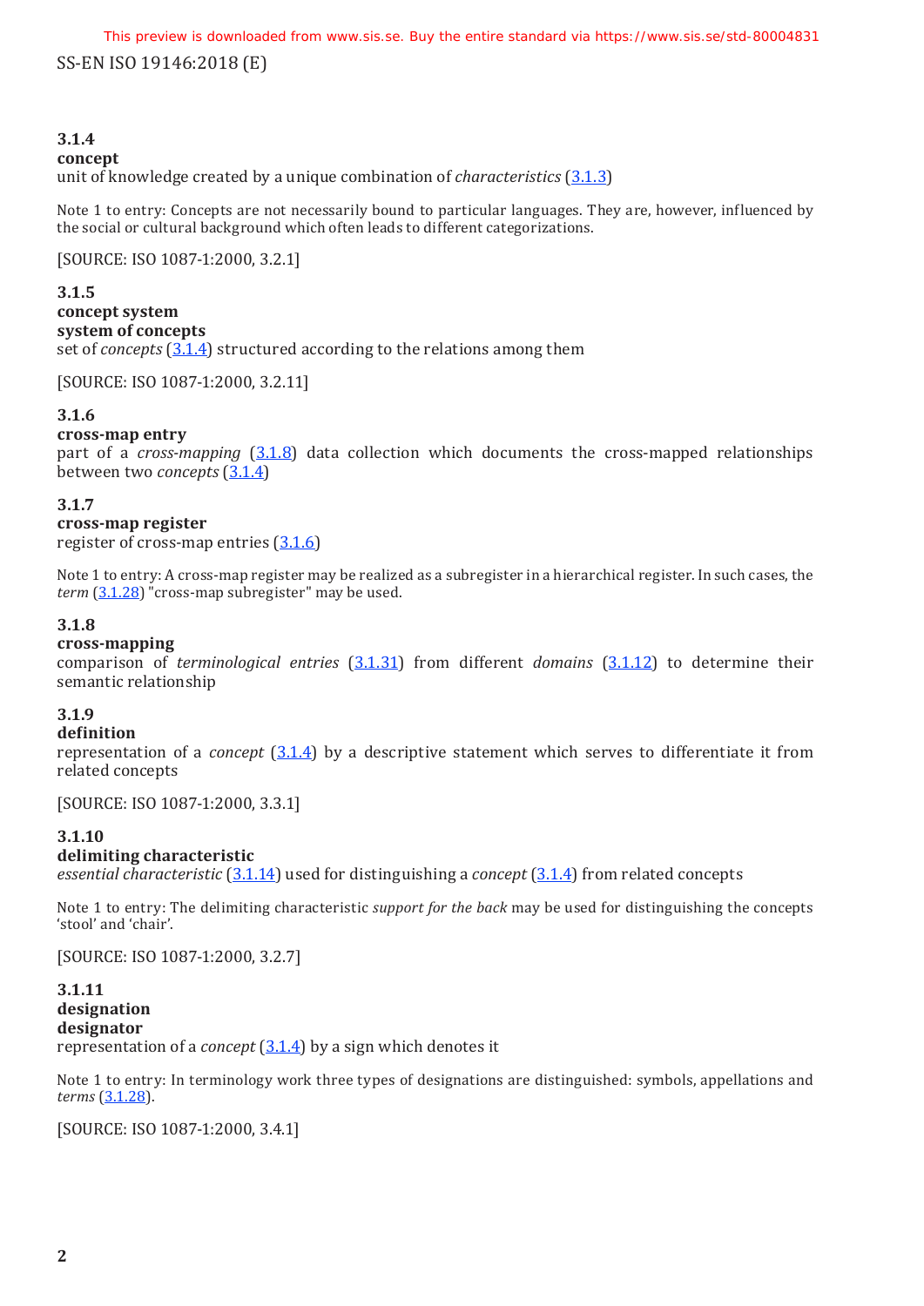**3.1.4**
**concept**
unit of knowledge created by a unique combination of *characteristics* (3.1.3)

Note 1 to entry: Concepts are not necessarily bound to particular languages. They are, however, influenced by the social or cultural background which often leads to different categorizations.

[SOURCE: ISO 1087-1:2000, 3.2.1]

**3.1.5**
**concept system**
**system of concepts**
set of *concepts* (3.1.4) structured according to the relations among them

[SOURCE: ISO 1087-1:2000, 3.2.11]

**3.1.6**
**cross-map entry**
part of a *cross-mapping* (3.1.8) data collection which documents the cross-mapped relationships between two *concepts* (3.1.4)

**3.1.7**
**cross-map register**
register of cross-map entries (3.1.6)

Note 1 to entry: A cross-map register may be realized as a subregister in a hierarchical register. In such cases, the *term* (3.1.28) "cross-map subregister" may be used.

**3.1.8**
**cross-mapping**
comparison of *terminological entries* (3.1.31) from different *domains* (3.1.12) to determine their semantic relationship

**3.1.9**
**definition**
representation of a *concept* (3.1.4) by a descriptive statement which serves to differentiate it from related concepts

[SOURCE: ISO 1087-1:2000, 3.3.1]

**3.1.10**
**delimiting characteristic**
*essential characteristic* (3.1.14) used for distinguishing a *concept* (3.1.4) from related concepts

Note 1 to entry: The delimiting characteristic *support for the back* may be used for distinguishing the concepts 'stool' and 'chair'.

[SOURCE: ISO 1087-1:2000, 3.2.7]

**3.1.11**
**designation**
**designator**
representation of a *concept* (3.1.4) by a sign which denotes it

Note 1 to entry: In terminology work three types of designations are distinguished: symbols, appellations and *terms* (3.1.28).

[SOURCE: ISO 1087-1:2000, 3.4.1]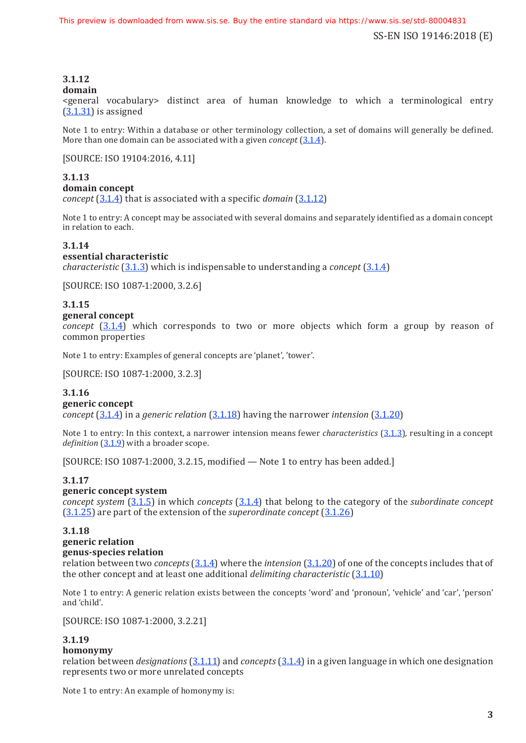### 3.1.12
**domain**

<general vocabulary> distinct area of human knowledge to which a terminological entry (3.1.31) is assigned

Note 1 to entry: Within a database or other terminology collection, a set of domains will generally be defined. More than one domain can be associated with a given *concept* (3.1.4).

[SOURCE: ISO 19104:2016, 4.11]

### 3.1.13
**domain concept**

*concept* (3.1.4) that is associated with a specific *domain* (3.1.12)

Note 1 to entry: A concept may be associated with several domains and separately identified as a domain concept in relation to each.

### 3.1.14
**essential characteristic**

*characteristic* (3.1.3) which is indispensable to understanding a *concept* (3.1.4)

[SOURCE: ISO 1087-1:2000, 3.2.6]

### 3.1.15
**general concept**

*concept* (3.1.4) which corresponds to two or more objects which form a group by reason of common properties

Note 1 to entry: Examples of general concepts are 'planet', 'tower'.

[SOURCE: ISO 1087-1:2000, 3.2.3]

### 3.1.16
**generic concept**

*concept* (3.1.4) in a *generic relation* (3.1.18) having the narrower *intension* (3.1.20)

Note 1 to entry: In this context, a narrower intension means fewer *characteristics* (3.1.3), resulting in a concept *definition* (3.1.9) with a broader scope.

[SOURCE: ISO 1087-1:2000, 3.2.15, modified — Note 1 to entry has been added.]

### 3.1.17
**generic concept system**

*concept system* (3.1.5) in which *concepts* (3.1.4) that belong to the category of the *subordinate concept* (3.1.25) are part of the extension of the *superordinate concept* (3.1.26)

### 3.1.18
**generic relation**
**genus-species relation**

relation between two *concepts* (3.1.4) where the *intension* (3.1.20) of one of the concepts includes that of the other concept and at least one additional *delimiting characteristic* (3.1.10)

Note 1 to entry: A generic relation exists between the concepts 'word' and 'pronoun', 'vehicle' and 'car', 'person' and 'child'.

[SOURCE: ISO 1087-1:2000, 3.2.21]

### 3.1.19
**homonymy**

relation between *designations* (3.1.11) and *concepts* (3.1.4) in a given language in which one designation represents two or more unrelated concepts

Note 1 to entry: An example of homonymy is: